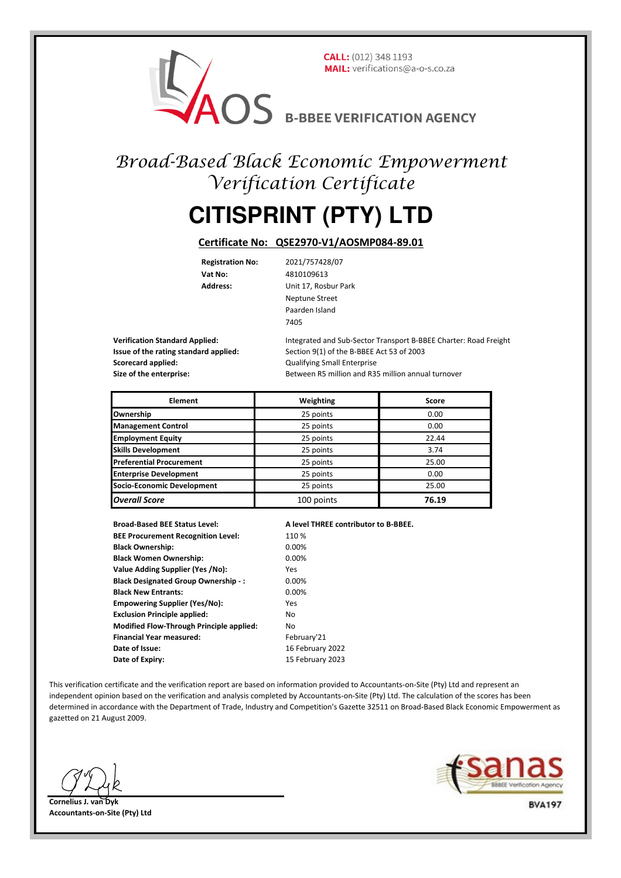**CALL:** (012) 348 1193
**MAIL:** verifications@a-o-s.co.za

AOS **B-BBEE VERIFICATION AGENCY**

# *Broad-Based Black Economic Empowerment Verification Certificate*

# CITISPRINT (PTY) LTD

**Certificate No: QSE2970-V1/AOSMP084-89.01**

**Registration No:** 2021/757428/07
**Vat No:** 4810109613
**Address:** Unit 17, Rosbur Park
Neptune Street
Paarden Island
7405

**Verification Standard Applied:** Integrated and Sub-Sector Transport B-BBEE Charter: Road Freight
**Issue of the rating standard applied:** Section 9(1) of the B-BBEE Act 53 of 2003
**Scorecard applied:** Qualifying Small Enterprise
**Size of the enterprise:** Between R5 million and R35 million annual turnover

| Element | Weighting | Score |
|---|---|---|
| **Ownership** | 25 points | 0.00 |
| **Management Control** | 25 points | 0.00 |
| **Employment Equity** | 25 points | 22.44 |
| **Skills Development** | 25 points | 3.74 |
| **Preferential Procurement** | 25 points | 25.00 |
| **Enterprise Development** | 25 points | 0.00 |
| **Socio-Economic Development** | 25 points | 25.00 |
| ***Overall Score*** | 100 points | **76.19** |

**Broad-Based BEE Status Level:** **A level THREE contributor to B-BBEE.**
**BEE Procurement Recognition Level:** 110 %
**Black Ownership:** 0.00%
**Black Women Ownership:** 0.00%
**Value Adding Supplier (Yes /No):** Yes
**Black Designated Group Ownership - :** 0.00%
**Black New Entrants:** 0.00%
**Empowering Supplier (Yes/No):** Yes
**Exclusion Principle applied:** No
**Modified Flow-Through Principle applied:** No
**Financial Year measured:** February'21
**Date of Issue:** 16 February 2022
**Date of Expiry:** 15 February 2023

This verification certificate and the verification report are based on information provided to Accountants-on-Site (Pty) Ltd and represent an independent opinion based on the verification and analysis completed by Accountants-on-Site (Pty) Ltd. The calculation of the scores has been determined in accordance with the Department of Trade, Industry and Competition's Gazette 32511 on Broad-Based Black Economic Empowerment as gazetted on 21 August 2009.

**Cornelius J. van Dyk**
**Accountants-on-Site (Pty) Ltd**

sanas
BBEE Verification Agency
**BVA197**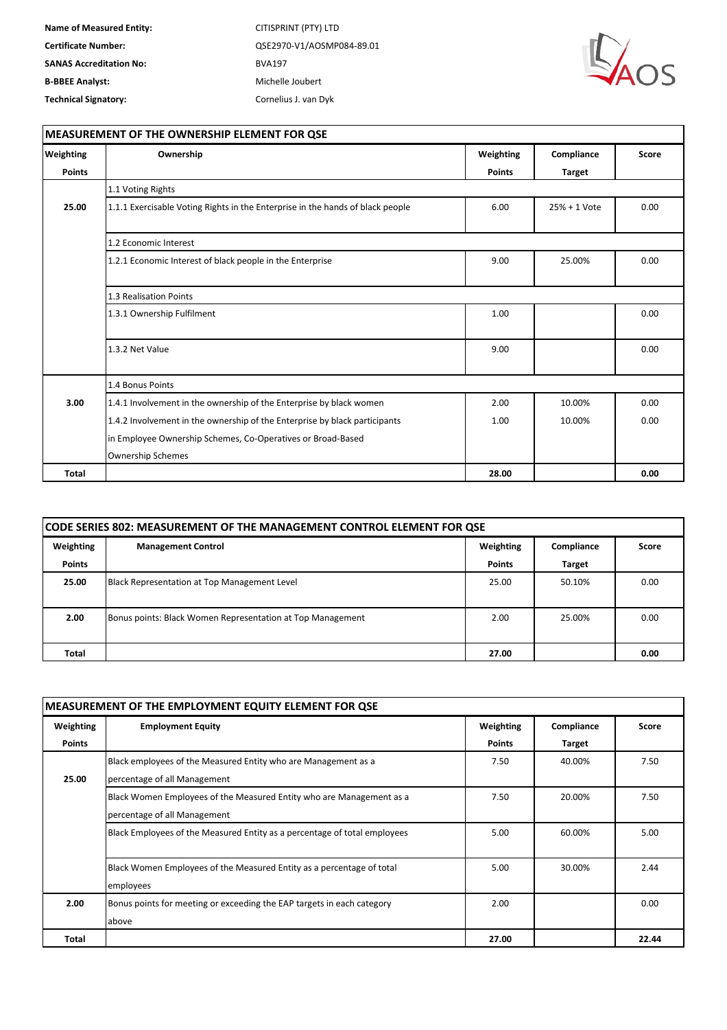| | |
|---|---|
| **Name of Measured Entity:** | CITISPRINT (PTY) LTD |
| **Certificate Number:** | QSE2970-V1/AOSMP084-89.01 |
| **SANAS Accreditation No:** | BVA197 |
| **B-BBEE Analyst:** | Michelle Joubert |
| **Technical Signatory:** | Cornelius J. van Dyk |

## MEASUREMENT OF THE OWNERSHIP ELEMENT FOR QSE

| Weighting Points | Ownership | Weighting Points | Compliance Target | Score |
|---|---|---|---|---|
| | 1.1 Voting Rights | | | |
| 25.00 | 1.1.1 Exercisable Voting Rights in the Enterprise in the hands of black people | 6.00 | 25% + 1 Vote | 0.00 |
| | 1.2 Economic Interest | | | |
| | 1.2.1 Economic Interest of black people in the Enterprise | 9.00 | 25.00% | 0.00 |
| | 1.3 Realisation Points | | | |
| | 1.3.1 Ownership Fulfilment | 1.00 | | 0.00 |
| | 1.3.2 Net Value | 9.00 | | 0.00 |
| | 1.4 Bonus Points | | | |
| 3.00 | 1.4.1 Involvement in the ownership of the Enterprise by black women | 2.00 | 10.00% | 0.00 |
| | 1.4.2 Involvement in the ownership of the Enterprise by black participants in Employee Ownership Schemes, Co-Operatives or Broad-Based Ownership Schemes | 1.00 | 10.00% | 0.00 |
| **Total** | | **28.00** | | **0.00** |

## CODE SERIES 802: MEASUREMENT OF THE MANAGEMENT CONTROL ELEMENT FOR QSE

| Weighting Points | Management Control | Weighting Points | Compliance Target | Score |
|---|---|---|---|---|
| **25.00** | Black Representation at Top Management Level | 25.00 | 50.10% | 0.00 |
| **2.00** | Bonus points: Black Women Representation at Top Management | 2.00 | 25.00% | 0.00 |
| **Total** | | **27.00** | | **0.00** |

## MEASUREMENT OF THE EMPLOYMENT EQUITY ELEMENT FOR QSE

| Weighting Points | Employment Equity | Weighting Points | Compliance Target | Score |
|---|---|---|---|---|
| **25.00** | Black employees of the Measured Entity who are Management as a percentage of all Management | 7.50 | 40.00% | 7.50 |
| | Black Women Employees of the Measured Entity who are Management as a percentage of all Management | 7.50 | 20.00% | 7.50 |
| | Black Employees of the Measured Entity as a percentage of total employees | 5.00 | 60.00% | 5.00 |
| | Black Women Employees of the Measured Entity as a percentage of total employees | 5.00 | 30.00% | 2.44 |
| **2.00** | Bonus points for meeting or exceeding the EAP targets in each category above | 2.00 | | 0.00 |
| **Total** | | **27.00** | | **22.44** |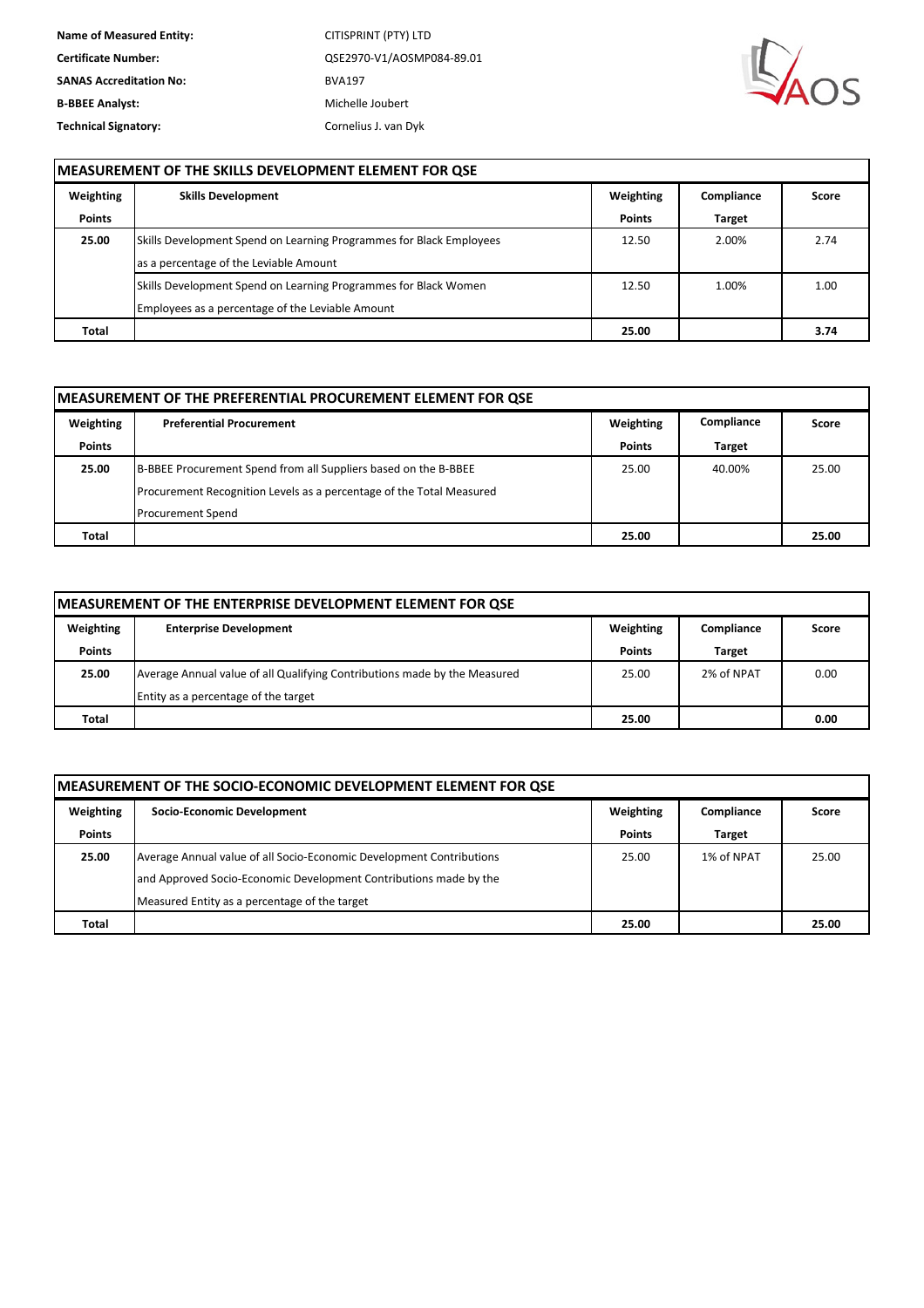**Name of Measured Entity:** CITISPRINT (PTY) LTD
**Certificate Number:** QSE2970-V1/AOSMP084-89.01
**SANAS Accreditation No:** BVA197
**B-BBEE Analyst:** Michelle Joubert
**Technical Signatory:** Cornelius J. van Dyk

## MEASUREMENT OF THE SKILLS DEVELOPMENT ELEMENT FOR QSE

| Weighting Points | Skills Development | Weighting Points | Compliance Target | Score |
|---|---|---|---|---|
| 25.00 | Skills Development Spend on Learning Programmes for Black Employees as a percentage of the Leviable Amount | 12.50 | 2.00% | 2.74 |
| | Skills Development Spend on Learning Programmes for Black Women Employees as a percentage of the Leviable Amount | 12.50 | 1.00% | 1.00 |
| **Total** | | **25.00** | | **3.74** |

## MEASUREMENT OF THE PREFERENTIAL PROCUREMENT ELEMENT FOR QSE

| Weighting Points | Preferential Procurement | Weighting Points | Compliance Target | Score |
|---|---|---|---|---|
| 25.00 | B-BBEE Procurement Spend from all Suppliers based on the B-BBEE Procurement Recognition Levels as a percentage of the Total Measured Procurement Spend | 25.00 | 40.00% | 25.00 |
| **Total** | | **25.00** | | **25.00** |

## MEASUREMENT OF THE ENTERPRISE DEVELOPMENT ELEMENT FOR QSE

| Weighting Points | Enterprise Development | Weighting Points | Compliance Target | Score |
|---|---|---|---|---|
| 25.00 | Average Annual value of all Qualifying Contributions made by the Measured Entity as a percentage of the target | 25.00 | 2% of NPAT | 0.00 |
| **Total** | | **25.00** | | **0.00** |

## MEASUREMENT OF THE SOCIO-ECONOMIC DEVELOPMENT ELEMENT FOR QSE

| Weighting Points | Socio-Economic Development | Weighting Points | Compliance Target | Score |
|---|---|---|---|---|
| 25.00 | Average Annual value of all Socio-Economic Development Contributions and Approved Socio-Economic Development Contributions made by the Measured Entity as a percentage of the target | 25.00 | 1% of NPAT | 25.00 |
| **Total** | | **25.00** | | **25.00** |